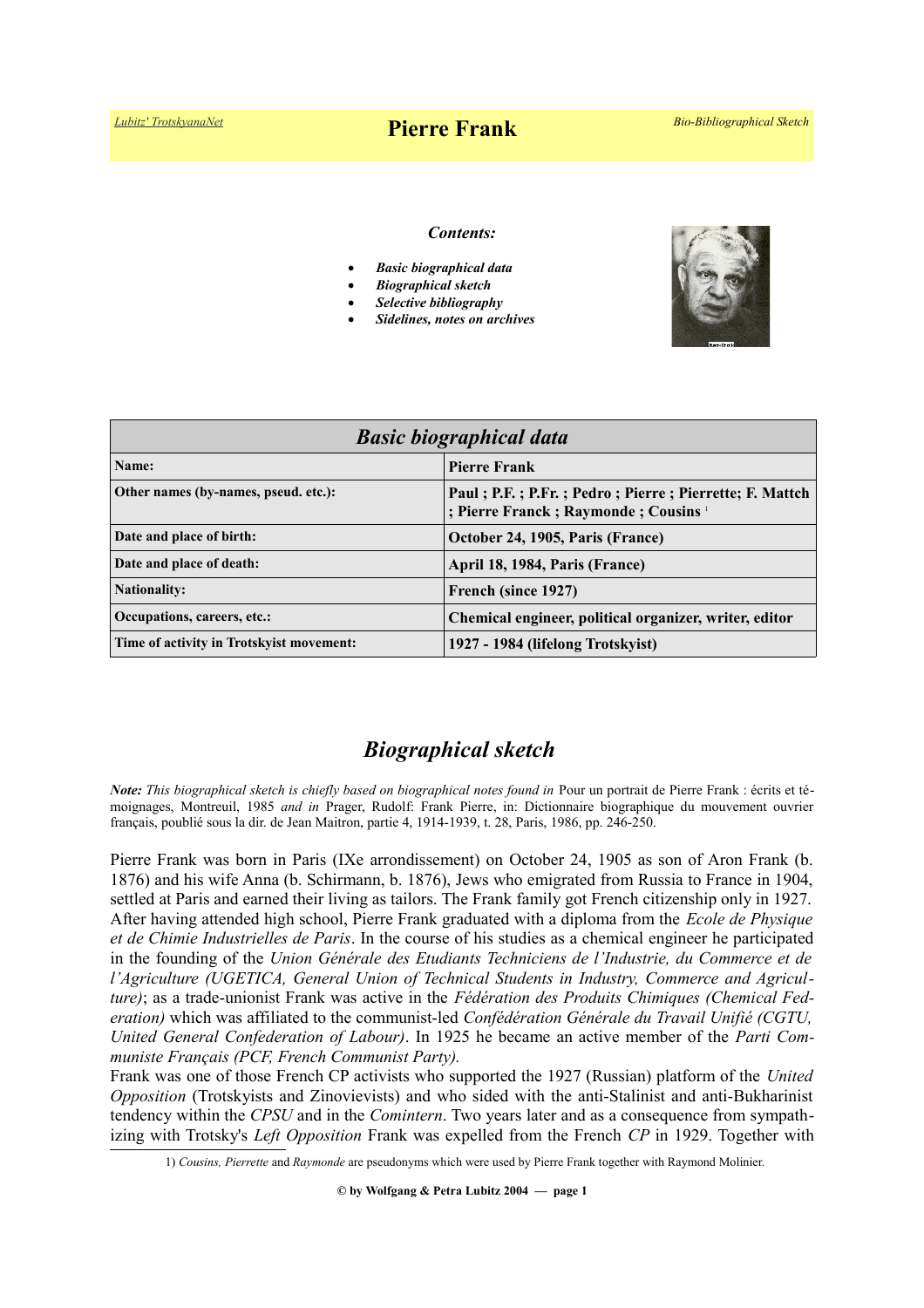# Pierre Frank

*Contents:*

- ***Basic biographical data***
- ***Biographical sketch***
- ***Selective bibliography***
- ***Sidelines, notes on archives***

| *Basic biographical data* | |
|---|---|
| **Name:** | **Pierre Frank** |
| **Other names (by-names, pseud. etc.):** | **Paul ; P.F. ; P.Fr. ; Pedro ; Pierre ; Pierrette; F. Mattch ; Pierre Franck ; Raymonde ; Cousins** [1] |
| **Date and place of birth:** | **October 24, 1905, Paris (France)** |
| **Date and place of death:** | **April 18, 1984, Paris (France)** |
| **Nationality:** | **French (since 1927)** |
| **Occupations, careers, etc.:** | **Chemical engineer, political organizer, writer, editor** |
| **Time of activity in Trotskyist movement:** | **1927 - 1984 (lifelong Trotskyist)** |

## *Biographical sketch*

***Note:*** *This biographical sketch is chiefly based on biographical notes found in* Pour un portrait de Pierre Frank : écrits et témoignages, Montreuil, 1985 *and in* Prager, Rudolf: Frank Pierre, in: Dictionnaire biographique du mouvement ouvrier français, poublié sous la dir. de Jean Maitron, partie 4, 1914-1939, t. 28, Paris, 1986, pp. 246-250.

Pierre Frank was born in Paris (IXe arrondissement) on October 24, 1905 as son of Aron Frank (b. 1876) and his wife Anna (b. Schirmann, b. 1876), Jews who emigrated from Russia to France in 1904, settled at Paris and earned their living as tailors. The Frank family got French citizenship only in 1927. After having attended high school, Pierre Frank graduated with a diploma from the *Ecole de Physique et de Chimie Industrielles de Paris*. In the course of his studies as a chemical engineer he participated in the founding of the *Union Générale des Etudiants Techniciens de l'Industrie, du Commerce et de l'Agriculture (UGETICA, General Union of Technical Students in Industry, Commerce and Agriculture)*; as a trade-unionist Frank was active in the *Fédération des Produits Chimiques (Chemical Federation)* which was affiliated to the communist-led *Confédération Générale du Travail Unifié (CGTU, United General Confederation of Labour)*. In 1925 he became an active member of the *Parti Communiste Français (PCF, French Communist Party).*

Frank was one of those French CP activists who supported the 1927 (Russian) platform of the *United Opposition* (Trotskyists and Zinovievists) and who sided with the anti-Stalinist and anti-Bukharinist tendency within the *CPSU* and in the *Comintern*. Two years later and as a consequence from sympathizing with Trotsky's *Left Opposition* Frank was expelled from the French *CP* in 1929. Together with

1) *Cousins, Pierrette* and *Raymonde* are pseudonyms which were used by Pierre Frank together with Raymond Molinier.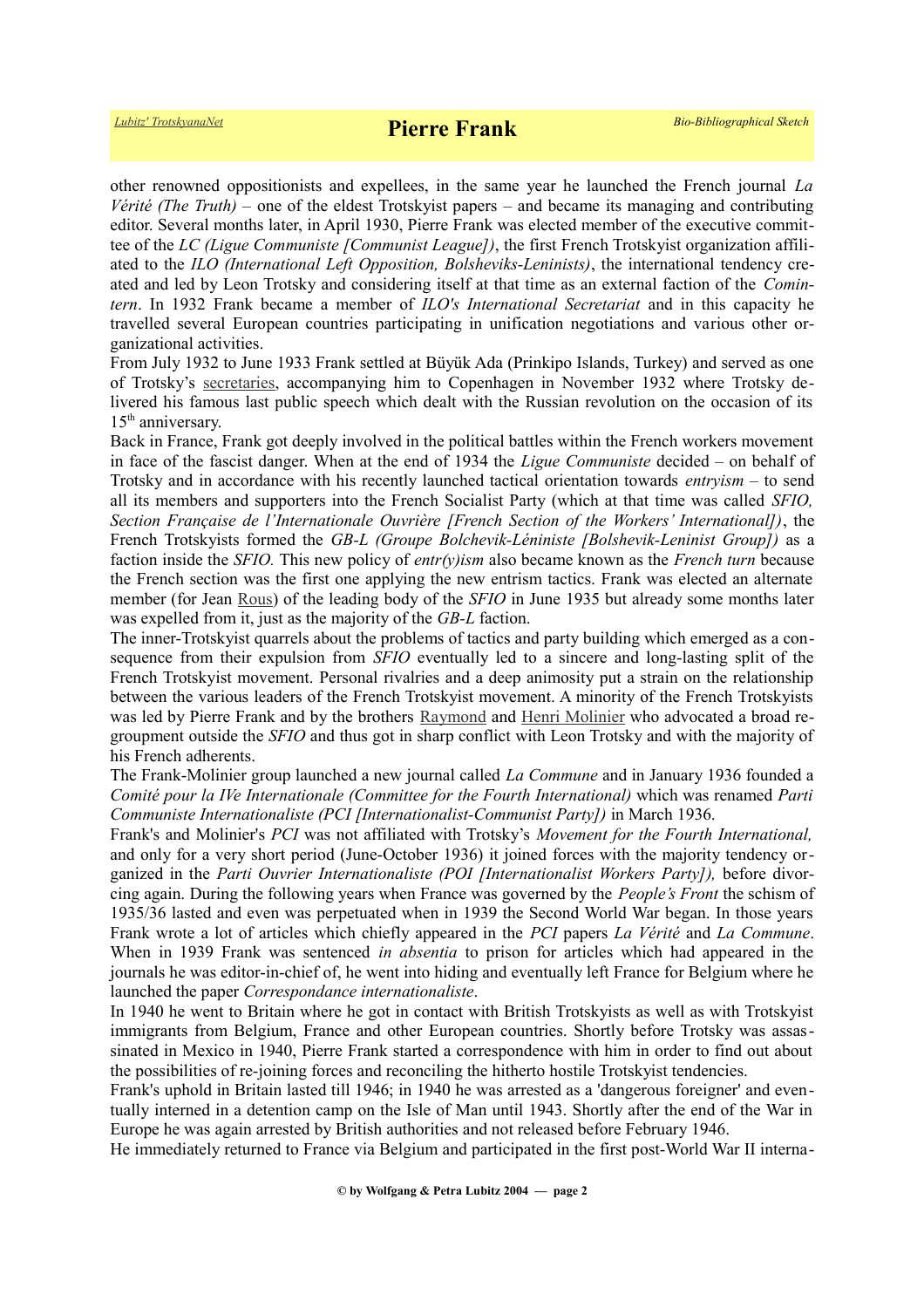other renowned oppositionists and expellees, in the same year he launched the French journal *La Vérité (The Truth)* – one of the eldest Trotskyist papers – and became its managing and contributing editor. Several months later, in April 1930, Pierre Frank was elected member of the executive committee of the *LC (Ligue Communiste [Communist League])*, the first French Trotskyist organization affiliated to the *ILO (International Left Opposition, Bolsheviks-Leninists)*, the international tendency created and led by Leon Trotsky and considering itself at that time as an external faction of the *Comintern*. In 1932 Frank became a member of *ILO's International Secretariat* and in this capacity he travelled several European countries participating in unification negotiations and various other organizational activities.

From July 1932 to June 1933 Frank settled at Büyük Ada (Prinkipo Islands, Turkey) and served as one of Trotsky's secretaries, accompanying him to Copenhagen in November 1932 where Trotsky delivered his famous last public speech which dealt with the Russian revolution on the occasion of its 15th anniversary.

Back in France, Frank got deeply involved in the political battles within the French workers movement in face of the fascist danger. When at the end of 1934 the *Ligue Communiste* decided – on behalf of Trotsky and in accordance with his recently launched tactical orientation towards *entryism* – to send all its members and supporters into the French Socialist Party (which at that time was called *SFIO, Section Française de l'Internationale Ouvrière [French Section of the Workers' International])*, the French Trotskyists formed the *GB-L (Groupe Bolchevik-Léniniste [Bolshevik-Leninist Group])* as a faction inside the *SFIO.* This new policy of *entr(y)ism* also became known as the *French turn* because the French section was the first one applying the new entrism tactics. Frank was elected an alternate member (for Jean Rous) of the leading body of the *SFIO* in June 1935 but already some months later was expelled from it, just as the majority of the *GB-L* faction.

The inner-Trotskyist quarrels about the problems of tactics and party building which emerged as a consequence from their expulsion from *SFIO* eventually led to a sincere and long-lasting split of the French Trotskyist movement. Personal rivalries and a deep animosity put a strain on the relationship between the various leaders of the French Trotskyist movement. A minority of the French Trotskyists was led by Pierre Frank and by the brothers Raymond and Henri Molinier who advocated a broad regroupment outside the *SFIO* and thus got in sharp conflict with Leon Trotsky and with the majority of his French adherents.

The Frank-Molinier group launched a new journal called *La Commune* and in January 1936 founded a *Comité pour la IVe Internationale (Committee for the Fourth International)* which was renamed *Parti Communiste Internationaliste (PCI [Internationalist-Communist Party])* in March 1936.

Frank's and Molinier's *PCI* was not affiliated with Trotsky's *Movement for the Fourth International,* and only for a very short period (June-October 1936) it joined forces with the majority tendency organized in the *Parti Ouvrier Internationaliste (POI [Internationalist Workers Party]),* before divorcing again. During the following years when France was governed by the *People's Front* the schism of 1935/36 lasted and even was perpetuated when in 1939 the Second World War began. In those years Frank wrote a lot of articles which chiefly appeared in the *PCI* papers *La Vérité* and *La Commune*. When in 1939 Frank was sentenced *in absentia* to prison for articles which had appeared in the journals he was editor-in-chief of, he went into hiding and eventually left France for Belgium where he launched the paper *Correspondance internationaliste*.

In 1940 he went to Britain where he got in contact with British Trotskyists as well as with Trotskyist immigrants from Belgium, France and other European countries. Shortly before Trotsky was assassinated in Mexico in 1940, Pierre Frank started a correspondence with him in order to find out about the possibilities of re-joining forces and reconciling the hitherto hostile Trotskyist tendencies.

Frank's uphold in Britain lasted till 1946; in 1940 he was arrested as a 'dangerous foreigner' and eventually interned in a detention camp on the Isle of Man until 1943. Shortly after the end of the War in Europe he was again arrested by British authorities and not released before February 1946.

He immediately returned to France via Belgium and participated in the first post-World War II interna-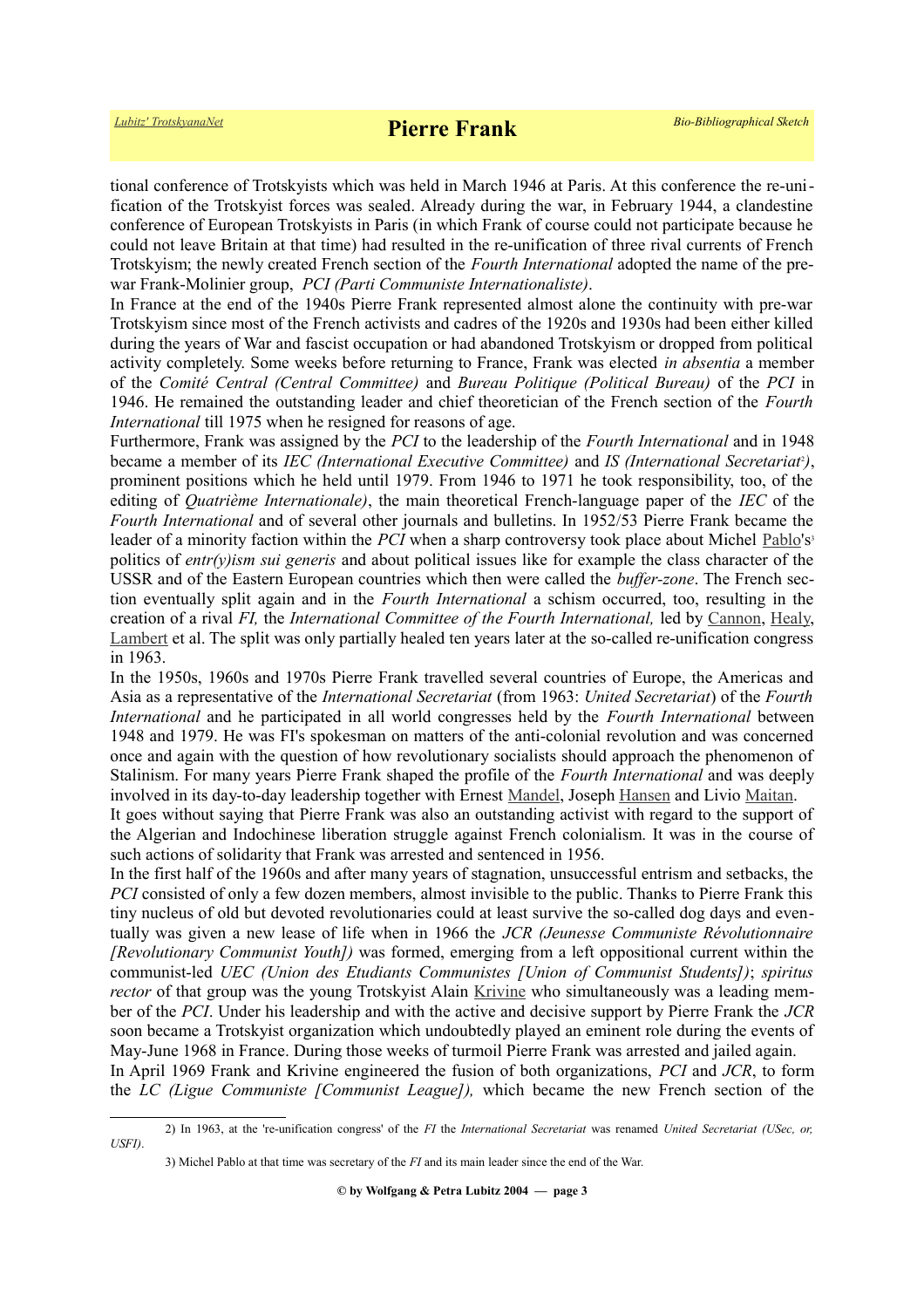tional conference of Trotskyists which was held in March 1946 at Paris. At this conference the re-unification of the Trotskyist forces was sealed. Already during the war, in February 1944, a clandestine conference of European Trotskyists in Paris (in which Frank of course could not participate because he could not leave Britain at that time) had resulted in the re-unification of three rival currents of French Trotskyism; the newly created French section of the *Fourth International* adopted the name of the pre-war Frank-Molinier group, *PCI (Parti Communiste Internationaliste)*.

In France at the end of the 1940s Pierre Frank represented almost alone the continuity with pre-war Trotskyism since most of the French activists and cadres of the 1920s and 1930s had been either killed during the years of War and fascist occupation or had abandoned Trotskyism or dropped from political activity completely. Some weeks before returning to France, Frank was elected *in absentia* a member of the *Comité Central (Central Committee)* and *Bureau Politique (Political Bureau)* of the *PCI* in 1946. He remained the outstanding leader and chief theoretician of the French section of the *Fourth International* till 1975 when he resigned for reasons of age.

Furthermore, Frank was assigned by the *PCI* to the leadership of the *Fourth International* and in 1948 became a member of its *IEC (International Executive Committee)* and *IS (International Secretariat*[2]*)*, prominent positions which he held until 1979. From 1946 to 1971 he took responsibility, too, of the editing of *Quatrième Internationale)*, the main theoretical French-language paper of the *IEC* of the *Fourth International* and of several other journals and bulletins. In 1952/53 Pierre Frank became the leader of a minority faction within the *PCI* when a sharp controversy took place about Michel Pablo's[3] politics of *entr(y)ism sui generis* and about political issues like for example the class character of the USSR and of the Eastern European countries which then were called the *buffer-zone*. The French section eventually split again and in the *Fourth International* a schism occurred, too, resulting in the creation of a rival *FI,* the *International Committee of the Fourth International,* led by Cannon, Healy, Lambert et al. The split was only partially healed ten years later at the so-called re-unification congress in 1963.

In the 1950s, 1960s and 1970s Pierre Frank travelled several countries of Europe, the Americas and Asia as a representative of the *International Secretariat* (from 1963: *United Secretariat*) of the *Fourth International* and he participated in all world congresses held by the *Fourth International* between 1948 and 1979. He was FI's spokesman on matters of the anti-colonial revolution and was concerned once and again with the question of how revolutionary socialists should approach the phenomenon of Stalinism. For many years Pierre Frank shaped the profile of the *Fourth International* and was deeply involved in its day-to-day leadership together with Ernest Mandel, Joseph Hansen and Livio Maitan.

It goes without saying that Pierre Frank was also an outstanding activist with regard to the support of the Algerian and Indochinese liberation struggle against French colonialism. It was in the course of such actions of solidarity that Frank was arrested and sentenced in 1956.

In the first half of the 1960s and after many years of stagnation, unsuccessful entrism and setbacks, the *PCI* consisted of only a few dozen members, almost invisible to the public. Thanks to Pierre Frank this tiny nucleus of old but devoted revolutionaries could at least survive the so-called dog days and eventually was given a new lease of life when in 1966 the *JCR (Jeunesse Communiste Révolutionnaire [Revolutionary Communist Youth])* was formed, emerging from a left oppositional current within the communist-led *UEC (Union des Etudiants Communistes [Union of Communist Students])*; *spiritus rector* of that group was the young Trotskyist Alain Krivine who simultaneously was a leading member of the *PCI*. Under his leadership and with the active and decisive support by Pierre Frank the *JCR* soon became a Trotskyist organization which undoubtedly played an eminent role during the events of May-June 1968 in France. During those weeks of turmoil Pierre Frank was arrested and jailed again.

In April 1969 Frank and Krivine engineered the fusion of both organizations, *PCI* and *JCR*, to form the *LC (Ligue Communiste [Communist League]),* which became the new French section of the

2) In 1963, at the 're-unification congress' of the *FI* the *International Secretariat* was renamed *United Secretariat (USec, or, USFI)*.

3) Michel Pablo at that time was secretary of the *FI* and its main leader since the end of the War.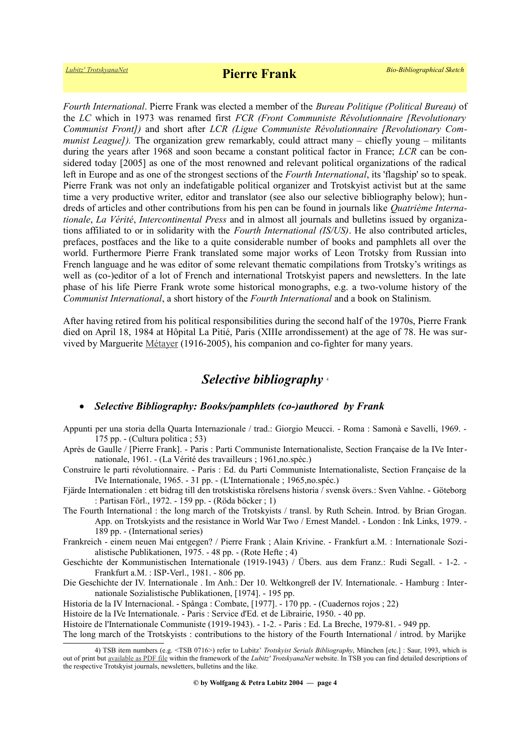*Fourth International*. Pierre Frank was elected a member of the *Bureau Politique (Political Bureau)* of the *LC* which in 1973 was renamed first *FCR (Front Communiste Révolutionnaire [Revolutionary Communist Front])* and short after *LCR (Ligue Communiste Révolutionnaire [Revolutionary Communist League]).* The organization grew remarkably, could attract many – chiefly young – militants during the years after 1968 and soon became a constant political factor in France; *LCR* can be considered today [2005] as one of the most renowned and relevant political organizations of the radical left in Europe and as one of the strongest sections of the *Fourth International*, its 'flagship' so to speak. Pierre Frank was not only an indefatigable political organizer and Trotskyist activist but at the same time a very productive writer, editor and translator (see also our selective bibliography below); hundreds of articles and other contributions from his pen can be found in journals like *Quatrième Internationale*, *La Vérité*, *Intercontinental Press* and in almost all journals and bulletins issued by organizations affiliated to or in solidarity with the *Fourth International (IS/US)*. He also contributed articles, prefaces, postfaces and the like to a quite considerable number of books and pamphlets all over the world. Furthermore Pierre Frank translated some major works of Leon Trotsky from Russian into French language and he was editor of some relevant thematic compilations from Trotsky's writings as well as (co-)editor of a lot of French and international Trotskyist papers and newsletters. In the late phase of his life Pierre Frank wrote some historical monographs, e.g. a two-volume history of the *Communist International*, a short history of the *Fourth International* and a book on Stalinism.

After having retired from his political responsibilities during the second half of the 1970s, Pierre Frank died on April 18, 1984 at Hôpital La Pitié, Paris (XIIIe arrondissement) at the age of 78. He was survived by Marguerite Métayer (1916-2005), his companion and co-fighter for many years.

## *Selective bibliography* [4]

- ***Selective Bibliography: Books/pamphlets (co-)authored by Frank***

Appunti per una storia della Quarta Internazionale / trad.: Giorgio Meucci. - Roma : Samonà e Savelli, 1969. - 175 pp. - (Cultura politica ; 53)

Après de Gaulle / [Pierre Frank]. - Paris : Parti Communiste Internationaliste, Section Française de la IVe Internationale, 1961. - (La Vérité des travailleurs ; 1961,no.spéc.)

Construire le parti révolutionnaire. - Paris : Ed. du Parti Communiste Internationaliste, Section Française de la IVe Internationale, 1965. - 31 pp. - (L'Internationale ; 1965,no.spéc.)

Fjärde Internationalen : ett bidrag till den trotskistiska rörelsens historia / svensk övers.: Sven Vahlne. - Göteborg : Partisan Förl., 1972. - 159 pp. - (Röda böcker ; 1)

The Fourth International : the long march of the Trotskyists / transl. by Ruth Schein. Introd. by Brian Grogan. App. on Trotskyists and the resistance in World War Two / Ernest Mandel. - London : Ink Links, 1979. - 189 pp. - (International series)

Frankreich - einem neuen Mai entgegen? / Pierre Frank ; Alain Krivine. - Frankfurt a.M. : Internationale Sozialistische Publikationen, 1975. - 48 pp. - (Rote Hefte ; 4)

Geschichte der Kommunistischen Internationale (1919-1943) / Übers. aus dem Franz.: Rudi Segall. - 1-2. - Frankfurt a.M. : ISP-Verl., 1981. - 806 pp.

Die Geschichte der IV. Internationale . Im Anh.: Der 10. Weltkongreß der IV. Internationale. - Hamburg : Internationale Sozialistische Publikationen, [1974]. - 195 pp.

Historia de la IV Internacional. - Spånga : Combate, [1977]. - 170 pp. - (Cuadernos rojos ; 22)

Histoire de la IVe Internationale. - Paris : Service d'Ed. et de Librairie, 1950. - 40 pp.

Histoire de l'Internationale Communiste (1919-1943). - 1-2. - Paris : Ed. La Breche, 1979-81. - 949 pp.

The long march of the Trotskyists : contributions to the history of the Fourth International / introd. by Marijke

---

4) TSB item numbers (e.g. <TSB 0716>) refer to Lubitz' *Trotskyist Serials Bibliography*, München [etc.] : Saur, 1993, which is out of print but available as PDF file within the framework of the *Lubitz' TrotskyanaNet* website. In TSB you can find detailed descriptions of the respective Trotskyist journals, newsletters, bulletins and the like.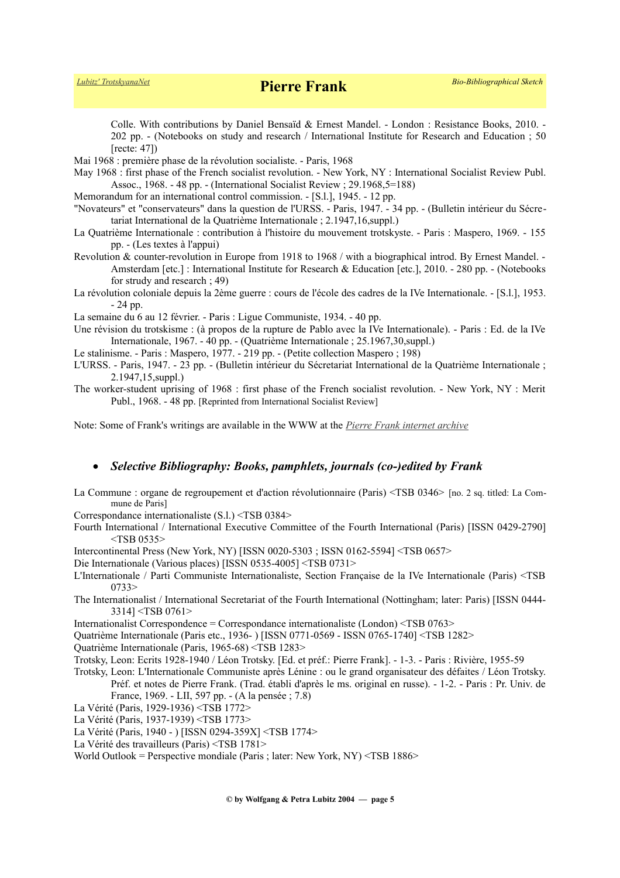Colle. With contributions by Daniel Bensaïd & Ernest Mandel. - London : Resistance Books, 2010. - 202 pp. - (Notebooks on study and research / International Institute for Research and Education ; 50 [recte: 47])

Mai 1968 : première phase de la révolution socialiste. - Paris, 1968

May 1968 : first phase of the French socialist revolution. - New York, NY : International Socialist Review Publ. Assoc., 1968. - 48 pp. - (International Socialist Review ; 29.1968,5=188)

Memorandum for an international control commission. - [S.l.], 1945. - 12 pp.

"Novateurs" et "conservateurs" dans la question de l'URSS. - Paris, 1947. - 34 pp. - (Bulletin intérieur du Sécretariat International de la Quatrième Internationale ; 2.1947,16,suppl.)

La Quatrième Internationale : contribution à l'histoire du mouvement trotskyste. - Paris : Maspero, 1969. - 155 pp. - (Les textes à l'appui)

Revolution & counter-revolution in Europe from 1918 to 1968 / with a biographical introd. By Ernest Mandel. - Amsterdam [etc.] : International Institute for Research & Education [etc.], 2010. - 280 pp. - (Notebooks for strudy and research ; 49)

La révolution coloniale depuis la 2ème guerre : cours de l'école des cadres de la IVe Internationale. - [S.l.], 1953. - 24 pp.

La semaine du 6 au 12 février. - Paris : Ligue Communiste, 1934. - 40 pp.

Une révision du trotskisme : (à propos de la rupture de Pablo avec la IVe Internationale). - Paris : Ed. de la IVe Internationale, 1967. - 40 pp. - (Quatrième Internationale ; 25.1967,30,suppl.)

Le stalinisme. - Paris : Maspero, 1977. - 219 pp. - (Petite collection Maspero ; 198)

L'URSS. - Paris, 1947. - 23 pp. - (Bulletin intérieur du Sécretariat International de la Quatrième Internationale ; 2.1947,15,suppl.)

The worker-student uprising of 1968 : first phase of the French socialist revolution. - New York, NY : Merit Publ., 1968. - 48 pp. [Reprinted from International Socialist Review]

Note: Some of Frank's writings are available in the WWW at the *Pierre Frank internet archive*

- ***Selective Bibliography: Books, pamphlets, journals (co-)edited by Frank***

La Commune : organe de regroupement et d'action révolutionnaire (Paris) <TSB 0346> [no. 2 sq. titled: La Commune de Paris]

Correspondance internationaliste (S.l.) <TSB 0384>

Fourth International / International Executive Committee of the Fourth International (Paris) [ISSN 0429-2790] <TSB 0535>

Intercontinental Press (New York, NY) [ISSN 0020-5303 ; ISSN 0162-5594] <TSB 0657>

Die Internationale (Various places) [ISSN 0535-4005] <TSB 0731>

L'Internationale / Parti Communiste Internationaliste, Section Française de la IVe Internationale (Paris) <TSB 0733>

The Internationalist / International Secretariat of the Fourth International (Nottingham; later: Paris) [ISSN 0444-3314] <TSB 0761>

Internationalist Correspondence = Correspondance internationaliste (London) <TSB 0763>

Quatrième Internationale (Paris etc., 1936- ) [ISSN 0771-0569 - ISSN 0765-1740] <TSB 1282>

Quatrième Internationale (Paris, 1965-68) <TSB 1283>

Trotsky, Leon: Ecrits 1928-1940 / Léon Trotsky. [Ed. et préf.: Pierre Frank]. - 1-3. - Paris : Rivière, 1955-59

Trotsky, Leon: L'Internationale Communiste après Lénine : ou le grand organisateur des défaites / Léon Trotsky. Préf. et notes de Pierre Frank. (Trad. établi d'après le ms. original en russe). - 1-2. - Paris : Pr. Univ. de France, 1969. - LII, 597 pp. - (A la pensée ; 7.8)

La Vérité (Paris, 1929-1936) <TSB 1772>

La Vérité (Paris, 1937-1939) <TSB 1773>

La Vérité (Paris, 1940 - ) [ISSN 0294-359X] <TSB 1774>

La Vérité des travailleurs (Paris) <TSB 1781>

World Outlook = Perspective mondiale (Paris ; later: New York, NY) <TSB 1886>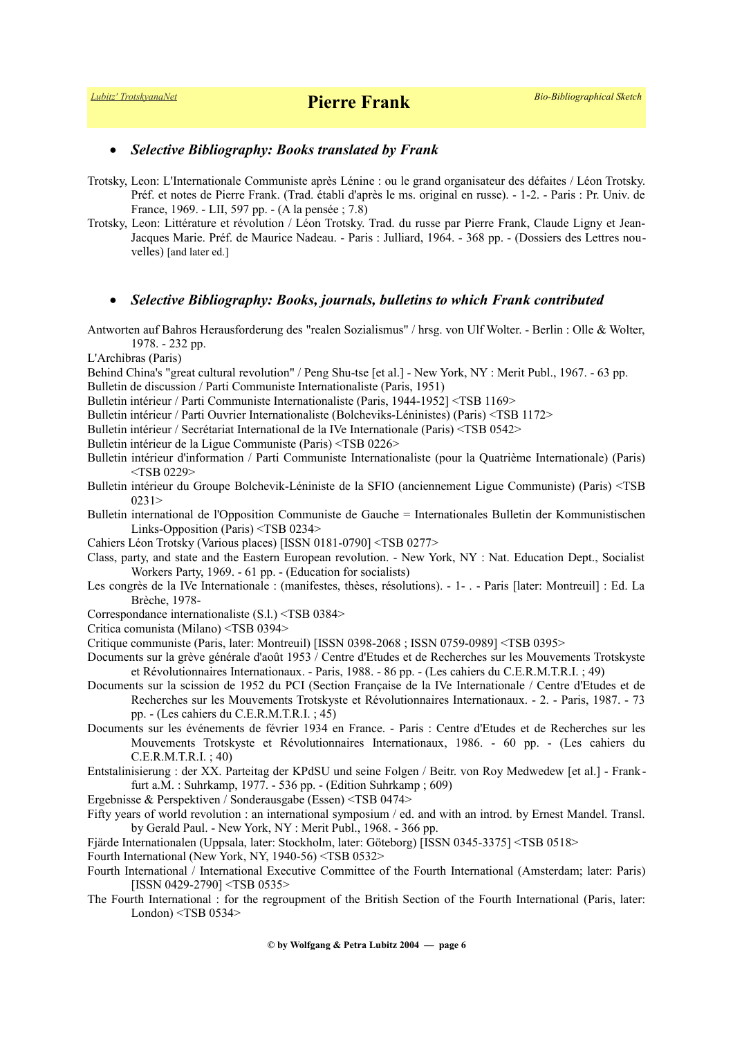- ***Selective Bibliography: Books translated by Frank***

Trotsky, Leon: L'Internationale Communiste après Lénine : ou le grand organisateur des défaites / Léon Trotsky. Préf. et notes de Pierre Frank. (Trad. établi d'après le ms. original en russe). - 1-2. - Paris : Pr. Univ. de France, 1969. - LII, 597 pp. - (A la pensée ; 7.8)

Trotsky, Leon: Littérature et révolution / Léon Trotsky. Trad. du russe par Pierre Frank, Claude Ligny et Jean-Jacques Marie. Préf. de Maurice Nadeau. - Paris : Julliard, 1964. - 368 pp. - (Dossiers des Lettres nouvelles) [and later ed.]

- ***Selective Bibliography: Books, journals, bulletins to which Frank contributed***

Antworten auf Bahros Herausforderung des "realen Sozialismus" / hrsg. von Ulf Wolter. - Berlin : Olle & Wolter, 1978. - 232 pp.

L'Archibras (Paris)

Behind China's "great cultural revolution" / Peng Shu-tse [et al.] - New York, NY : Merit Publ., 1967. - 63 pp.

Bulletin de discussion / Parti Communiste Internationaliste (Paris, 1951)

Bulletin intérieur / Parti Communiste Internationaliste (Paris, 1944-1952] <TSB 1169>

Bulletin intérieur / Parti Ouvrier Internationaliste (Bolcheviks-Léninistes) (Paris) <TSB 1172>

Bulletin intérieur / Secrétariat International de la IVe Internationale (Paris) <TSB 0542>

Bulletin intérieur de la Ligue Communiste (Paris) <TSB 0226>

Bulletin intérieur d'information / Parti Communiste Internationaliste (pour la Quatrième Internationale) (Paris) <TSB 0229>

Bulletin intérieur du Groupe Bolchevik-Léniniste de la SFIO (anciennement Ligue Communiste) (Paris) <TSB 0231>

Bulletin international de l'Opposition Communiste de Gauche = Internationales Bulletin der Kommunistischen Links-Opposition (Paris) <TSB 0234>

Cahiers Léon Trotsky (Various places) [ISSN 0181-0790] <TSB 0277>

Class, party, and state and the Eastern European revolution. - New York, NY : Nat. Education Dept., Socialist Workers Party, 1969. - 61 pp. - (Education for socialists)

Les congrès de la IVe Internationale : (manifestes, thèses, résolutions). - 1- . - Paris [later: Montreuil] : Ed. La Brèche, 1978-

Correspondance internationaliste (S.l.) <TSB 0384>

Critica comunista (Milano) <TSB 0394>

Critique communiste (Paris, later: Montreuil) [ISSN 0398-2068 ; ISSN 0759-0989] <TSB 0395>

Documents sur la grève générale d'août 1953 / Centre d'Etudes et de Recherches sur les Mouvements Trotskyste et Révolutionnaires Internationaux. - Paris, 1988. - 86 pp. - (Les cahiers du C.E.R.M.T.R.I. ; 49)

Documents sur la scission de 1952 du PCI (Section Française de la IVe Internationale / Centre d'Etudes et de Recherches sur les Mouvements Trotskyste et Révolutionnaires Internationaux. - 2. - Paris, 1987. - 73 pp. - (Les cahiers du C.E.R.M.T.R.I. ; 45)

Documents sur les événements de février 1934 en France. - Paris : Centre d'Etudes et de Recherches sur les Mouvements Trotskyste et Révolutionnaires Internationaux, 1986. - 60 pp. - (Les cahiers du C.E.R.M.T.R.I. ; 40)

Entstalinisierung : der XX. Parteitag der KPdSU und seine Folgen / Beitr. von Roy Medwedew [et al.] - Frankfurt a.M. : Suhrkamp, 1977. - 536 pp. - (Edition Suhrkamp ; 609)

Ergebnisse & Perspektiven / Sonderausgabe (Essen) <TSB 0474>

Fifty years of world revolution : an international symposium / ed. and with an introd. by Ernest Mandel. Transl. by Gerald Paul. - New York, NY : Merit Publ., 1968. - 366 pp.

Fjärde Internationalen (Uppsala, later: Stockholm, later: Göteborg) [ISSN 0345-3375] <TSB 0518>

Fourth International (New York, NY, 1940-56) <TSB 0532>

Fourth International / International Executive Committee of the Fourth International (Amsterdam; later: Paris) [ISSN 0429-2790] <TSB 0535>

The Fourth International : for the regroupment of the British Section of the Fourth International (Paris, later: London) <TSB 0534>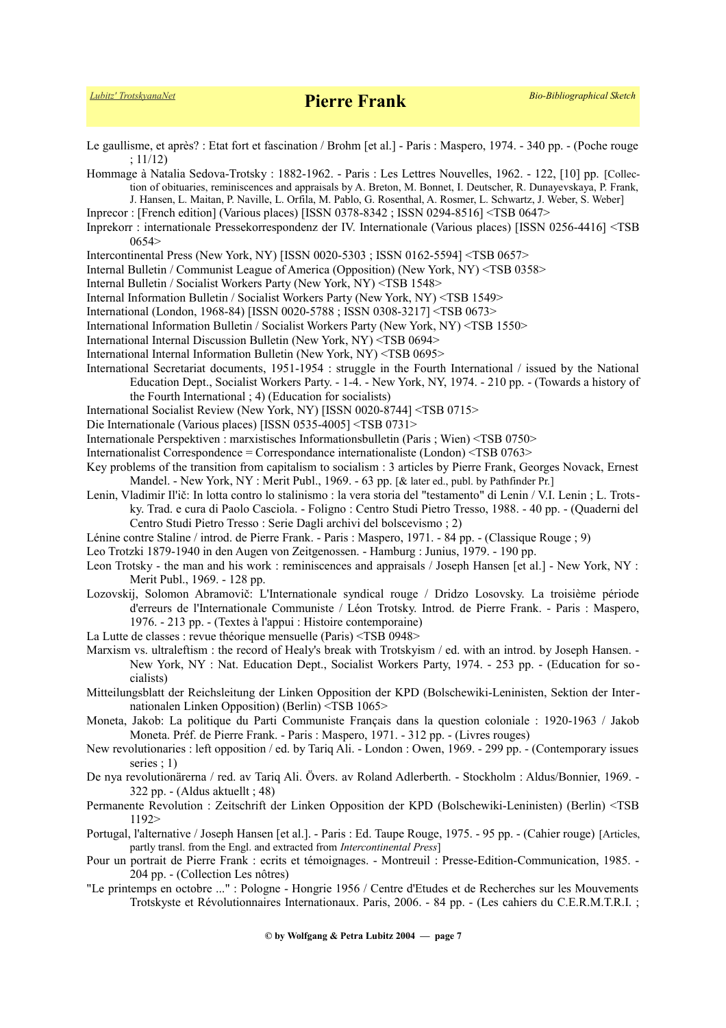Le gaullisme, et après? : Etat fort et fascination / Brohm [et al.] - Paris : Maspero, 1974. - 340 pp. - (Poche rouge ; 11/12)

Hommage à Natalia Sedova-Trotsky : 1882-1962. - Paris : Les Lettres Nouvelles, 1962. - 122, [10] pp. [Collection of obituaries, reminiscences and appraisals by A. Breton, M. Bonnet, I. Deutscher, R. Dunayevskaya, P. Frank, J. Hansen, L. Maitan, P. Naville, L. Orfila, M. Pablo, G. Rosenthal, A. Rosmer, L. Schwartz, J. Weber, S. Weber]

Inprecor : [French edition] (Various places) [ISSN 0378-8342 ; ISSN 0294-8516] <TSB 0647>

Inprekorr : internationale Pressekorrespondenz der IV. Internationale (Various places) [ISSN 0256-4416] <TSB 0654>

Intercontinental Press (New York, NY) [ISSN 0020-5303 ; ISSN 0162-5594] <TSB 0657>

Internal Bulletin / Communist League of America (Opposition) (New York, NY) <TSB 0358>

Internal Bulletin / Socialist Workers Party (New York, NY) <TSB 1548>

Internal Information Bulletin / Socialist Workers Party (New York, NY) <TSB 1549>

International (London, 1968-84) [ISSN 0020-5788 ; ISSN 0308-3217] <TSB 0673>

International Information Bulletin / Socialist Workers Party (New York, NY) <TSB 1550>

International Internal Discussion Bulletin (New York, NY) <TSB 0694>

International Internal Information Bulletin (New York, NY) <TSB 0695>

International Secretariat documents, 1951-1954 : struggle in the Fourth International / issued by the National Education Dept., Socialist Workers Party. - 1-4. - New York, NY, 1974. - 210 pp. - (Towards a history of the Fourth International ; 4) (Education for socialists)

International Socialist Review (New York, NY) [ISSN 0020-8744] <TSB 0715>

Die Internationale (Various places) [ISSN 0535-4005] <TSB 0731>

Internationale Perspektiven : marxistisches Informationsbulletin (Paris ; Wien) <TSB 0750>

Internationalist Correspondence = Correspondance internationaliste (London) <TSB 0763>

Key problems of the transition from capitalism to socialism : 3 articles by Pierre Frank, Georges Novack, Ernest Mandel. - New York, NY : Merit Publ., 1969. - 63 pp. [& later ed., publ. by Pathfinder Pr.]

Lenin, Vladimir Il'ič: In lotta contro lo stalinismo : la vera storia del "testamento" di Lenin / V.I. Lenin ; L. Trotsky. Trad. e cura di Paolo Casciola. - Foligno : Centro Studi Pietro Tresso, 1988. - 40 pp. - (Quaderni del Centro Studi Pietro Tresso : Serie Dagli archivi del bolscevismo ; 2)

Lénine contre Staline / introd. de Pierre Frank. - Paris : Maspero, 1971. - 84 pp. - (Classique Rouge ; 9)

Leo Trotzki 1879-1940 in den Augen von Zeitgenossen. - Hamburg : Junius, 1979. - 190 pp.

Leon Trotsky - the man and his work : reminiscences and appraisals / Joseph Hansen [et al.] - New York, NY : Merit Publ., 1969. - 128 pp.

Lozovskij, Solomon Abramovič: L'Internationale syndical rouge / Dridzo Losovsky. La troisième période d'erreurs de l'Internationale Communiste / Léon Trotsky. Introd. de Pierre Frank. - Paris : Maspero, 1976. - 213 pp. - (Textes à l'appui : Histoire contemporaine)

La Lutte de classes : revue théorique mensuelle (Paris) <TSB 0948>

Marxism vs. ultraleftism : the record of Healy's break with Trotskyism / ed. with an introd. by Joseph Hansen. - New York, NY : Nat. Education Dept., Socialist Workers Party, 1974. - 253 pp. - (Education for socialists)

Mitteilungsblatt der Reichsleitung der Linken Opposition der KPD (Bolschewiki-Leninisten, Sektion der Internationalen Linken Opposition) (Berlin) <TSB 1065>

Moneta, Jakob: La politique du Parti Communiste Français dans la question coloniale : 1920-1963 / Jakob Moneta. Préf. de Pierre Frank. - Paris : Maspero, 1971. - 312 pp. - (Livres rouges)

New revolutionaries : left opposition / ed. by Tariq Ali. - London : Owen, 1969. - 299 pp. - (Contemporary issues series ; 1)

De nya revolutionärerna / red. av Tariq Ali. Övers. av Roland Adlerberth. - Stockholm : Aldus/Bonnier, 1969. - 322 pp. - (Aldus aktuellt ; 48)

Permanente Revolution : Zeitschrift der Linken Opposition der KPD (Bolschewiki-Leninisten) (Berlin) <TSB 1192>

Portugal, l'alternative / Joseph Hansen [et al.]. - Paris : Ed. Taupe Rouge, 1975. - 95 pp. - (Cahier rouge) [Articles, partly transl. from the Engl. and extracted from *Intercontinental Press*]

Pour un portrait de Pierre Frank : ecrits et témoignages. - Montreuil : Presse-Edition-Communication, 1985. - 204 pp. - (Collection Les nôtres)

"Le printemps en octobre ..." : Pologne - Hongrie 1956 / Centre d'Etudes et de Recherches sur les Mouvements Trotskyste et Révolutionnaires Internationaux. Paris, 2006. - 84 pp. - (Les cahiers du C.E.R.M.T.R.I. ;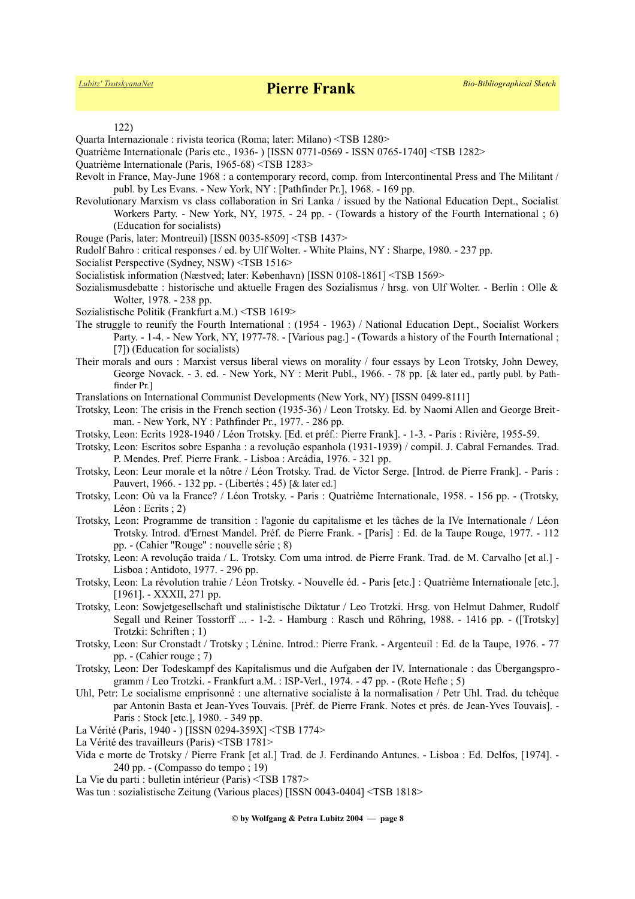122)

Quarta Internazionale : rivista teorica (Roma; later: Milano) <TSB 1280>

Quatrième Internationale (Paris etc., 1936- ) [ISSN 0771-0569 - ISSN 0765-1740] <TSB 1282>

Quatrième Internationale (Paris, 1965-68) <TSB 1283>

Revolt in France, May-June 1968 : a contemporary record, comp. from Intercontinental Press and The Militant / publ. by Les Evans. - New York, NY : [Pathfinder Pr.], 1968. - 169 pp.

Revolutionary Marxism vs class collaboration in Sri Lanka / issued by the National Education Dept., Socialist Workers Party. - New York, NY, 1975. - 24 pp. - (Towards a history of the Fourth International ; 6) (Education for socialists)

Rouge (Paris, later: Montreuil) [ISSN 0035-8509] <TSB 1437>

Rudolf Bahro : critical responses / ed. by Ulf Wolter. - White Plains, NY : Sharpe, 1980. - 237 pp.

Socialist Perspective (Sydney, NSW) <TSB 1516>

Socialistisk information (Næstved; later: København) [ISSN 0108-1861] <TSB 1569>

Sozialismusdebatte : historische und aktuelle Fragen des Sozialismus / hrsg. von Ulf Wolter. - Berlin : Olle & Wolter, 1978. - 238 pp.

Sozialistische Politik (Frankfurt a.M.) <TSB 1619>

The struggle to reunify the Fourth International : (1954 - 1963) / National Education Dept., Socialist Workers Party. - 1-4. - New York, NY, 1977-78. - [Various pag.] - (Towards a history of the Fourth International ; [7]) (Education for socialists)

Their morals and ours : Marxist versus liberal views on morality / four essays by Leon Trotsky, John Dewey, George Novack. - 3. ed. - New York, NY : Merit Publ., 1966. - 78 pp. [& later ed., partly publ. by Pathfinder Pr.]

Translations on International Communist Developments (New York, NY) [ISSN 0499-8111]

Trotsky, Leon: The crisis in the French section (1935-36) / Leon Trotsky. Ed. by Naomi Allen and George Breitman. - New York, NY : Pathfinder Pr., 1977. - 286 pp.

Trotsky, Leon: Ecrits 1928-1940 / Léon Trotsky. [Ed. et préf.: Pierre Frank]. - 1-3. - Paris : Rivière, 1955-59.

Trotsky, Leon: Escritos sobre Espanha : a revolução espanhola (1931-1939) / compil. J. Cabral Fernandes. Trad. P. Mendes. Pref. Pierre Frank. - Lisboa : Arcádia, 1976. - 321 pp.

Trotsky, Leon: Leur morale et la nôtre / Léon Trotsky. Trad. de Victor Serge. [Introd. de Pierre Frank]. - Paris : Pauvert, 1966. - 132 pp. - (Libertés ; 45) [& later ed.]

Trotsky, Leon: Où va la France? / Léon Trotsky. - Paris : Quatrième Internationale, 1958. - 156 pp. - (Trotsky, Léon : Ecrits ; 2)

Trotsky, Leon: Programme de transition : l'agonie du capitalisme et les tâches de la IVe Internationale / Léon Trotsky. Introd. d'Ernest Mandel. Préf. de Pierre Frank. - [Paris] : Ed. de la Taupe Rouge, 1977. - 112 pp. - (Cahier "Rouge" : nouvelle série ; 8)

Trotsky, Leon: A revolução traida / L. Trotsky. Com uma introd. de Pierre Frank. Trad. de M. Carvalho [et al.] - Lisboa : Antidoto, 1977. - 296 pp.

Trotsky, Leon: La révolution trahie / Léon Trotsky. - Nouvelle éd. - Paris [etc.] : Quatrième Internationale [etc.], [1961]. - XXXII, 271 pp.

Trotsky, Leon: Sowjetgesellschaft und stalinistische Diktatur / Leo Trotzki. Hrsg. von Helmut Dahmer, Rudolf Segall und Reiner Tosstorff ... - 1-2. - Hamburg : Rasch und Röhring, 1988. - 1416 pp. - ([Trotsky] Trotzki: Schriften ; 1)

Trotsky, Leon: Sur Cronstadt / Trotsky ; Lénine. Introd.: Pierre Frank. - Argenteuil : Ed. de la Taupe, 1976. - 77 pp. - (Cahier rouge ; 7)

Trotsky, Leon: Der Todeskampf des Kapitalismus und die Aufgaben der IV. Internationale : das Übergangsprogramm / Leo Trotzki. - Frankfurt a.M. : ISP-Verl., 1974. - 47 pp. - (Rote Hefte ; 5)

Uhl, Petr: Le socialisme emprisonné : une alternative socialiste à la normalisation / Petr Uhl. Trad. du tchèque par Antonin Basta et Jean-Yves Touvais. [Préf. de Pierre Frank. Notes et prés. de Jean-Yves Touvais]. - Paris : Stock [etc.], 1980. - 349 pp.

La Vérité (Paris, 1940 - ) [ISSN 0294-359X] <TSB 1774>

La Vérité des travailleurs (Paris) <TSB 1781>

Vida e morte de Trotsky / Pierre Frank [et al.] Trad. de J. Ferdinando Antunes. - Lisboa : Ed. Delfos, [1974]. - 240 pp. - (Compasso do tempo ; 19)

La Vie du parti : bulletin intérieur (Paris) <TSB 1787>

Was tun : sozialistische Zeitung (Various places) [ISSN 0043-0404] <TSB 1818>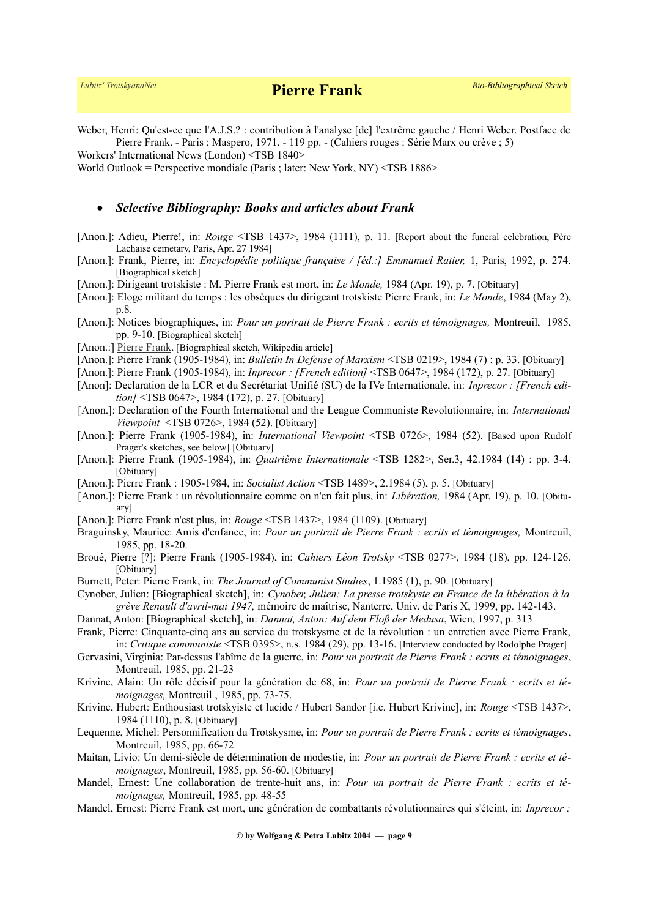Weber, Henri: Qu'est-ce que l'A.J.S.? : contribution à l'analyse [de] l'extrême gauche / Henri Weber. Postface de Pierre Frank. - Paris : Maspero, 1971. - 119 pp. - (Cahiers rouges : Série Marx ou crève ; 5)
Workers' International News (London) <TSB 1840>
World Outlook = Perspective mondiale (Paris ; later: New York, NY) <TSB 1886>

- ***Selective Bibliography: Books and articles about Frank***

[Anon.]: Adieu, Pierre!, in: *Rouge* <TSB 1437>, 1984 (1111), p. 11. [Report about the funeral celebration, Père Lachaise cametary, Paris, Apr. 27 1984]
[Anon.]: Frank, Pierre, in: *Encyclopédie politique française / [éd.:] Emmanuel Ratier,* 1, Paris, 1992, p. 274. [Biographical sketch]
[Anon.]: Dirigeant trotskiste : M. Pierre Frank est mort, in: *Le Monde,* 1984 (Apr. 19), p. 7. [Obituary]
[Anon.]: Eloge militant du temps : les obsèques du dirigeant trotskiste Pierre Frank, in: *Le Monde*, 1984 (May 2), p.8.
[Anon.]: Notices biographiques, in: *Pour un portrait de Pierre Frank : ecrits et témoignages,* Montreuil, 1985, pp. 9-10. [Biographical sketch]
[Anon.:] Pierre Frank. [Biographical sketch, Wikipedia article]
[Anon.]: Pierre Frank (1905-1984), in: *Bulletin In Defense of Marxism* <TSB 0219>, 1984 (7) : p. 33. [Obituary]
[Anon.]: Pierre Frank (1905-1984), in: *Inprecor : [French edition]* <TSB 0647>, 1984 (172), p. 27. [Obituary]
[Anon]: Declaration de la LCR et du Secrétariat Unifié (SU) de la IVe Internationale, in: *Inprecor : [French edition]* <TSB 0647>, 1984 (172), p. 27. [Obituary]
[Anon.]: Declaration of the Fourth International and the League Communiste Revolutionnaire, in: *International Viewpoint* <TSB 0726>, 1984 (52). [Obituary]
[Anon.]: Pierre Frank (1905-1984), in: *International Viewpoint* <TSB 0726>, 1984 (52). [Based upon Rudolf Prager's sketches, see below] [Obituary]
[Anon.]: Pierre Frank (1905-1984), in: *Quatrième Internationale* <TSB 1282>, Ser.3, 42.1984 (14) : pp. 3-4. [Obituary]
[Anon.]: Pierre Frank : 1905-1984, in: *Socialist Action* <TSB 1489>, 2.1984 (5), p. 5. [Obituary]
[Anon.]: Pierre Frank : un révolutionnaire comme on n'en fait plus, in: *Libération,* 1984 (Apr. 19), p. 10. [Obituary]
[Anon.]: Pierre Frank n'est plus, in: *Rouge* <TSB 1437>, 1984 (1109). [Obituary]
Braguinsky, Maurice: Amis d'enfance, in: *Pour un portrait de Pierre Frank : ecrits et témoignages,* Montreuil, 1985, pp. 18-20.
Broué, Pierre [?]: Pierre Frank (1905-1984), in: *Cahiers Léon Trotsky* <TSB 0277>, 1984 (18), pp. 124-126. [Obituary]
Burnett, Peter: Pierre Frank, in: *The Journal of Communist Studies*, 1.1985 (1), p. 90. [Obituary]
Cynober, Julien: [Biographical sketch], in: *Cynober, Julien: La presse trotskyste en France de la libération à la grève Renault d'avril-mai 1947,* mémoire de maîtrise, Nanterre, Univ. de Paris X, 1999, pp. 142-143.
Dannat, Anton: [Biographical sketch], in: *Dannat, Anton: Auf dem Floß der Medusa*, Wien, 1997, p. 313
Frank, Pierre: Cinquante-cinq ans au service du trotskysme et de la révolution : un entretien avec Pierre Frank, in: *Critique communiste* <TSB 0395>, n.s. 1984 (29), pp. 13-16. [Interview conducted by Rodolphe Prager]
Gervasini, Virginia: Par-dessus l'abîme de la guerre, in: *Pour un portrait de Pierre Frank : ecrits et témoignages*, Montreuil, 1985, pp. 21-23
Krivine, Alain: Un rôle décisif pour la génération de 68, in: *Pour un portrait de Pierre Frank : ecrits et témoignages,* Montreuil , 1985, pp. 73-75.
Krivine, Hubert: Enthousiast trotskyiste et lucide / Hubert Sandor [i.e. Hubert Krivine], in: *Rouge* <TSB 1437>, 1984 (1110), p. 8. [Obituary]
Lequenne, Michel: Personnification du Trotskysme, in: *Pour un portrait de Pierre Frank : ecrits et témoignages*, Montreuil, 1985, pp. 66-72
Maitan, Livio: Un demi-siècle de détermination de modestie, in: *Pour un portrait de Pierre Frank : ecrits et témoignages*, Montreuil, 1985, pp. 56-60. [Obituary]
Mandel, Ernest: Une collaboration de trente-huit ans, in: *Pour un portrait de Pierre Frank : ecrits et témoignages,* Montreuil, 1985, pp. 48-55
Mandel, Ernest: Pierre Frank est mort, une génération de combattants révolutionnaires qui s'éteint, in: *Inprecor :*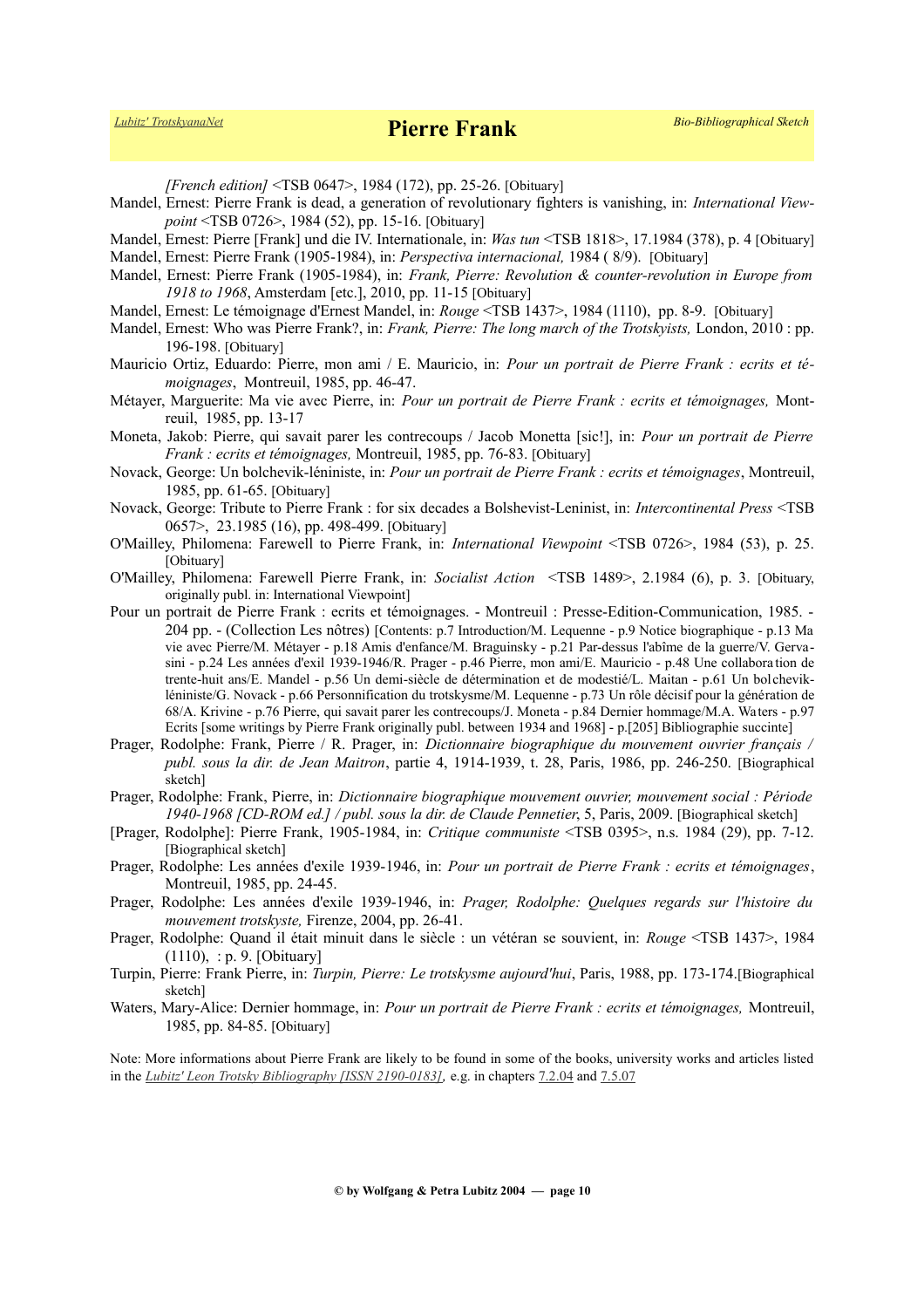*[French edition]* <TSB 0647>, 1984 (172), pp. 25-26. [Obituary]

Mandel, Ernest: Pierre Frank is dead, a generation of revolutionary fighters is vanishing, in: *International Viewpoint* <TSB 0726>, 1984 (52), pp. 15-16. [Obituary]

Mandel, Ernest: Pierre [Frank] und die IV. Internationale, in: *Was tun* <TSB 1818>, 17.1984 (378), p. 4 [Obituary]

Mandel, Ernest: Pierre Frank (1905-1984), in: *Perspectiva internacional,* 1984 ( 8/9). [Obituary]

Mandel, Ernest: Pierre Frank (1905-1984), in: *Frank, Pierre: Revolution & counter-revolution in Europe from 1918 to 1968*, Amsterdam [etc.], 2010, pp. 11-15 [Obituary]

Mandel, Ernest: Le témoignage d'Ernest Mandel, in: *Rouge* <TSB 1437>, 1984 (1110), pp. 8-9. [Obituary]

Mandel, Ernest: Who was Pierre Frank?, in: *Frank, Pierre: The long march of the Trotskyists,* London, 2010 : pp. 196-198. [Obituary]

Mauricio Ortiz, Eduardo: Pierre, mon ami / E. Mauricio, in: *Pour un portrait de Pierre Frank : ecrits et témoignages*, Montreuil, 1985, pp. 46-47.

Métayer, Marguerite: Ma vie avec Pierre, in: *Pour un portrait de Pierre Frank : ecrits et témoignages,* Montreuil, 1985, pp. 13-17

Moneta, Jakob: Pierre, qui savait parer les contrecoups / Jacob Monetta [sic!], in: *Pour un portrait de Pierre Frank : ecrits et témoignages,* Montreuil, 1985, pp. 76-83. [Obituary]

Novack, George: Un bolchevik-léniniste, in: *Pour un portrait de Pierre Frank : ecrits et témoignages*, Montreuil, 1985, pp. 61-65. [Obituary]

Novack, George: Tribute to Pierre Frank : for six decades a Bolshevist-Leninist, in: *Intercontinental Press* <TSB 0657>, 23.1985 (16), pp. 498-499. [Obituary]

O'Mailley, Philomena: Farewell to Pierre Frank, in: *International Viewpoint* <TSB 0726>, 1984 (53), p. 25. [Obituary]

O'Mailley, Philomena: Farewell Pierre Frank, in: *Socialist Action* <TSB 1489>, 2.1984 (6), p. 3. [Obituary, originally publ. in: International Viewpoint]

Pour un portrait de Pierre Frank : ecrits et témoignages. - Montreuil : Presse-Edition-Communication, 1985. - 204 pp. - (Collection Les nôtres) [Contents: p.7 Introduction/M. Lequenne - p.9 Notice biographique - p.13 Ma vie avec Pierre/M. Métayer - p.18 Amis d'enfance/M. Braguinsky - p.21 Par-dessus l'abîme de la guerre/V. Gervasini - p.24 Les années d'exil 1939-1946/R. Prager - p.46 Pierre, mon ami/E. Mauricio - p.48 Une collaboration de trente-huit ans/E. Mandel - p.56 Un demi-siècle de détermination et de modestié/L. Maitan - p.61 Un bolchevik-léniniste/G. Novack - p.66 Personnification du trotskysme/M. Lequenne - p.73 Un rôle décisif pour la génération de 68/A. Krivine - p.76 Pierre, qui savait parer les contrecoups/J. Moneta - p.84 Dernier hommage/M.A. Waters - p.97 Ecrits [some writings by Pierre Frank originally publ. between 1934 and 1968] - p.[205] Bibliographie succinte]

Prager, Rodolphe: Frank, Pierre / R. Prager, in: *Dictionnaire biographique du mouvement ouvrier français / publ. sous la dir. de Jean Maitron*, partie 4, 1914-1939, t. 28, Paris, 1986, pp. 246-250. [Biographical sketch]

Prager, Rodolphe: Frank, Pierre, in: *Dictionnaire biographique mouvement ouvrier, mouvement social : Période 1940-1968 [CD-ROM ed.] / publ. sous la dir. de Claude Pennetier*, 5, Paris, 2009. [Biographical sketch]

[Prager, Rodolphe]: Pierre Frank, 1905-1984, in: *Critique communiste* <TSB 0395>, n.s. 1984 (29), pp. 7-12. [Biographical sketch]

Prager, Rodolphe: Les années d'exile 1939-1946, in: *Pour un portrait de Pierre Frank : ecrits et témoignages*, Montreuil, 1985, pp. 24-45.

Prager, Rodolphe: Les années d'exile 1939-1946, in: *Prager, Rodolphe: Quelques regards sur l'histoire du mouvement trotskyste,* Firenze, 2004, pp. 26-41.

Prager, Rodolphe: Quand il était minuit dans le siècle : un vétéran se souvient, in: *Rouge* <TSB 1437>, 1984 (1110), : p. 9. [Obituary]

Turpin, Pierre: Frank Pierre, in: *Turpin, Pierre: Le trotskysme aujourd'hui*, Paris, 1988, pp. 173-174.[Biographical sketch]

Waters, Mary-Alice: Dernier hommage, in: *Pour un portrait de Pierre Frank : ecrits et témoignages,* Montreuil, 1985, pp. 84-85. [Obituary]

Note: More informations about Pierre Frank are likely to be found in some of the books, university works and articles listed in the *Lubitz' Leon Trotsky Bibliography [ISSN 2190-0183]*, e.g. in chapters 7.2.04 and 7.5.07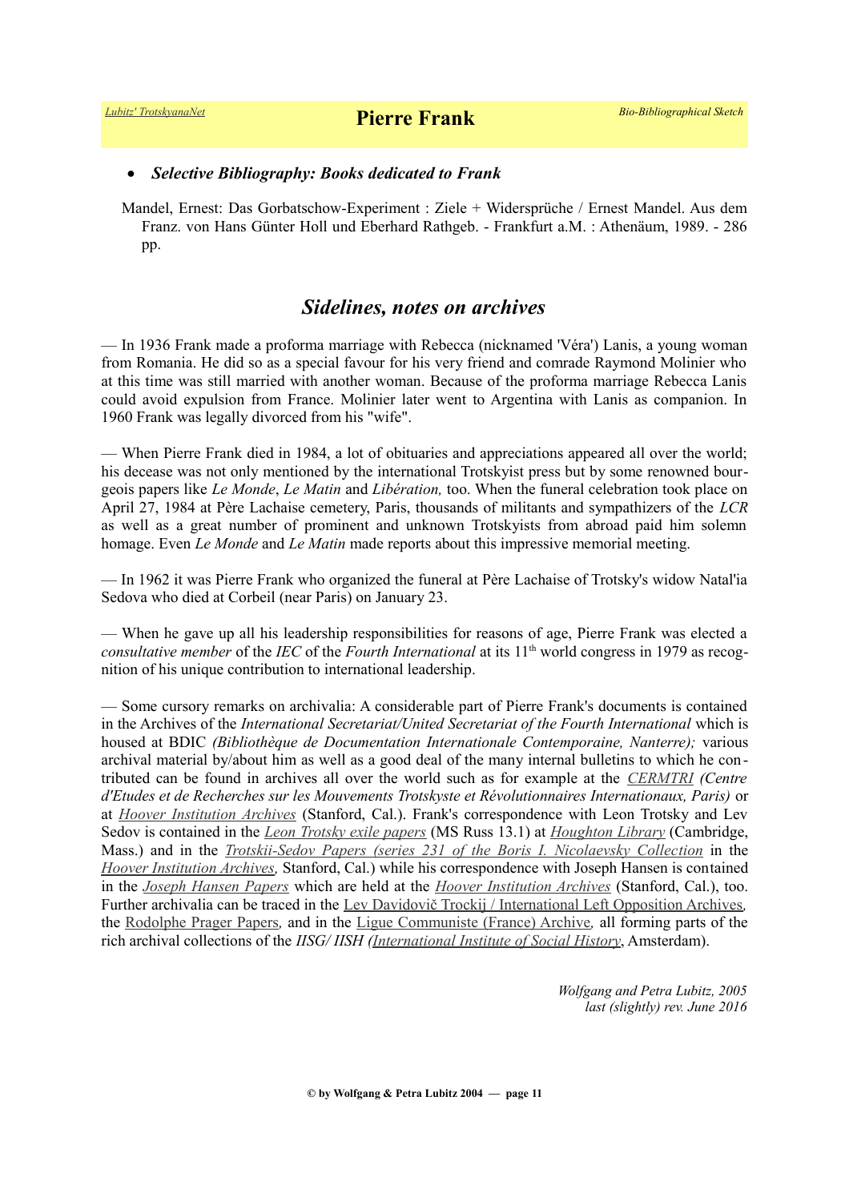- ***Selective Bibliography: Books dedicated to Frank***

Mandel, Ernest: Das Gorbatschow-Experiment : Ziele + Widersprüche / Ernest Mandel. Aus dem Franz. von Hans Günter Holl und Eberhard Rathgeb. - Frankfurt a.M. : Athenäum, 1989. - 286 pp.

## *Sidelines, notes on archives*

— In 1936 Frank made a proforma marriage with Rebecca (nicknamed 'Véra') Lanis, a young woman from Romania. He did so as a special favour for his very friend and comrade Raymond Molinier who at this time was still married with another woman. Because of the proforma marriage Rebecca Lanis could avoid expulsion from France. Molinier later went to Argentina with Lanis as companion. In 1960 Frank was legally divorced from his "wife".

— When Pierre Frank died in 1984, a lot of obituaries and appreciations appeared all over the world; his decease was not only mentioned by the international Trotskyist press but by some renowned bourgeois papers like *Le Monde*, *Le Matin* and *Libération,* too. When the funeral celebration took place on April 27, 1984 at Père Lachaise cemetery, Paris, thousands of militants and sympathizers of the *LCR* as well as a great number of prominent and unknown Trotskyists from abroad paid him solemn homage. Even *Le Monde* and *Le Matin* made reports about this impressive memorial meeting.

— In 1962 it was Pierre Frank who organized the funeral at Père Lachaise of Trotsky's widow Natal'ia Sedova who died at Corbeil (near Paris) on January 23.

— When he gave up all his leadership responsibilities for reasons of age, Pierre Frank was elected a *consultative member* of the *IEC* of the *Fourth International* at its 11th world congress in 1979 as recognition of his unique contribution to international leadership.

— Some cursory remarks on archivalia: A considerable part of Pierre Frank's documents is contained in the Archives of the *International Secretariat/United Secretariat of the Fourth International* which is housed at BDIC *(Bibliothèque de Documentation Internationale Contemporaine, Nanterre);* various archival material by/about him as well as a good deal of the many internal bulletins to which he contributed can be found in archives all over the world such as for example at the *CERMTRI (Centre d'Etudes et de Recherches sur les Mouvements Trotskyste et Révolutionnaires Internationaux, Paris)* or at *Hoover Institution Archives* (Stanford, Cal.). Frank's correspondence with Leon Trotsky and Lev Sedov is contained in the *Leon Trotsky exile papers* (MS Russ 13.1) at *Houghton Library* (Cambridge, Mass.) and in the *Trotskii-Sedov Papers (series 231 of the Boris I. Nicolaevsky Collection* in the *Hoover Institution Archives,* Stanford, Cal.) while his correspondence with Joseph Hansen is contained in the *Joseph Hansen Papers* which are held at the *Hoover Institution Archives* (Stanford, Cal.), too. Further archivalia can be traced in the Lev Davidovič Trockij / International Left Opposition Archives, the Rodolphe Prager Papers, and in the Ligue Communiste (France) Archive, all forming parts of the rich archival collections of the *IISG/ IISH (International Institute of Social History*, Amsterdam).

*Wolfgang and Petra Lubitz, 2005*
*last (slightly) rev. June 2016*